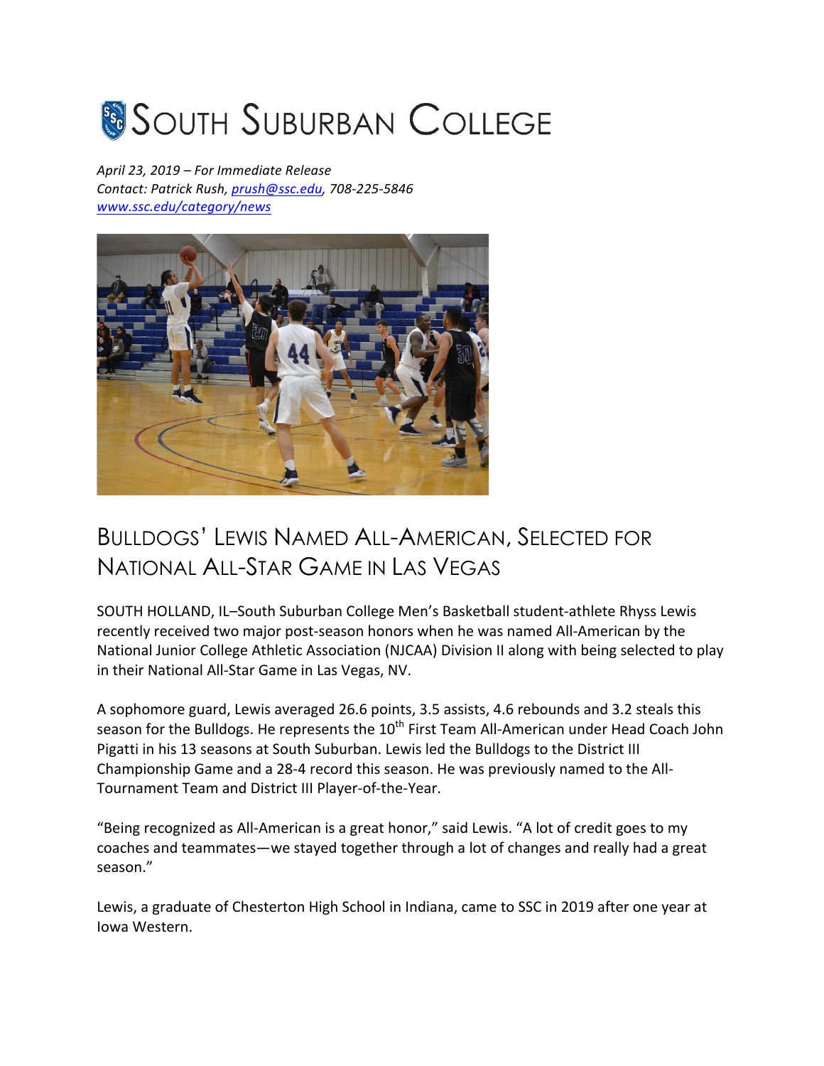# South Suburban College

*April 23, 2019 – For Immediate Release*
*Contact: Patrick Rush, prush@ssc.edu, 708-225-5846*
*www.ssc.edu/category/news*

## Bulldogs' Lewis Named All-American, Selected for National All-Star Game in Las Vegas

SOUTH HOLLAND, IL–South Suburban College Men's Basketball student-athlete Rhyss Lewis recently received two major post-season honors when he was named All-American by the National Junior College Athletic Association (NJCAA) Division II along with being selected to play in their National All-Star Game in Las Vegas, NV.

A sophomore guard, Lewis averaged 26.6 points, 3.5 assists, 4.6 rebounds and 3.2 steals this season for the Bulldogs. He represents the 10th First Team All-American under Head Coach John Pigatti in his 13 seasons at South Suburban. Lewis led the Bulldogs to the District III Championship Game and a 28-4 record this season. He was previously named to the All-Tournament Team and District III Player-of-the-Year.

"Being recognized as All-American is a great honor," said Lewis. "A lot of credit goes to my coaches and teammates—we stayed together through a lot of changes and really had a great season."

Lewis, a graduate of Chesterton High School in Indiana, came to SSC in 2019 after one year at Iowa Western.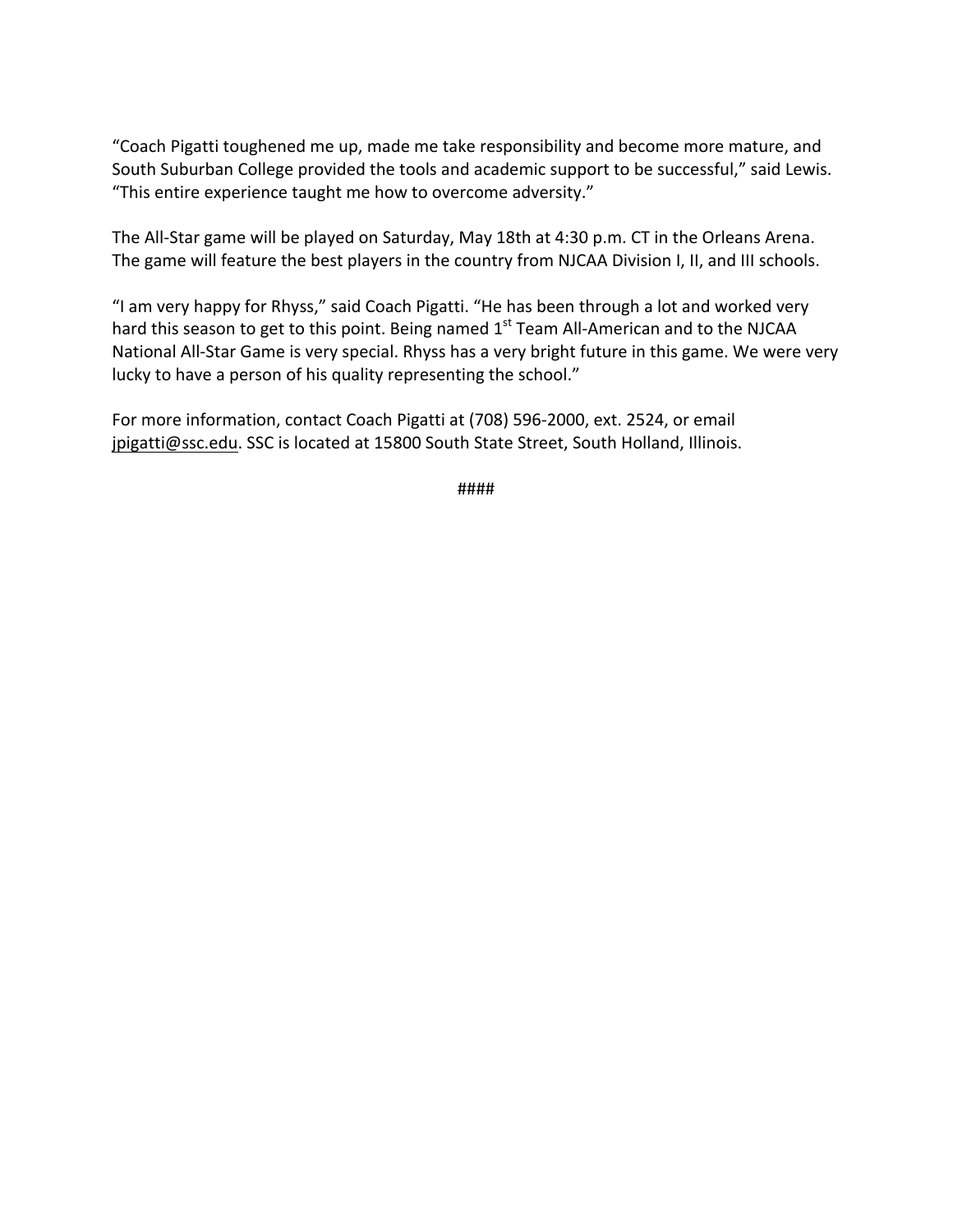"Coach Pigatti toughened me up, made me take responsibility and become more mature, and South Suburban College provided the tools and academic support to be successful," said Lewis. "This entire experience taught me how to overcome adversity."

The All-Star game will be played on Saturday, May 18th at 4:30 p.m. CT in the Orleans Arena. The game will feature the best players in the country from NJCAA Division I, II, and III schools.

"I am very happy for Rhyss," said Coach Pigatti. "He has been through a lot and worked very hard this season to get to this point. Being named 1st Team All-American and to the NJCAA National All-Star Game is very special. Rhyss has a very bright future in this game. We were very lucky to have a person of his quality representing the school."

For more information, contact Coach Pigatti at (708) 596-2000, ext. 2524, or email jpigatti@ssc.edu. SSC is located at 15800 South State Street, South Holland, Illinois.

####